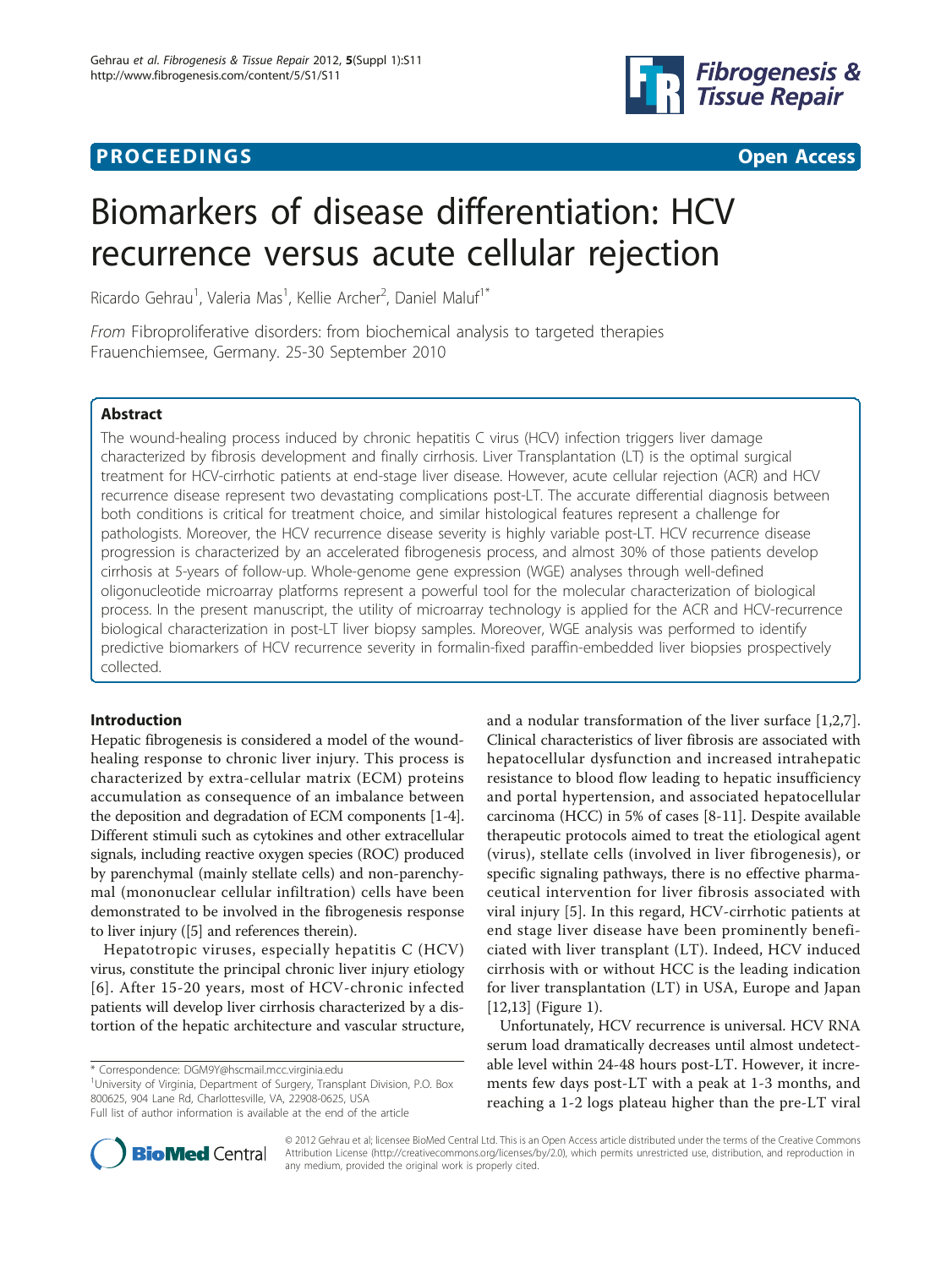**PROCEEDINGS** **Open Access**

# Biomarkers of disease differentiation: HCV recurrence versus acute cellular rejection

Ricardo Gehrau[1], Valeria Mas[1], Kellie Archer[2], Daniel Maluf[1*]

*From* Fibroproliferative disorders: from biochemical analysis to targeted therapies
Frauenchiemsee, Germany. 25-30 September 2010

## Abstract

The wound-healing process induced by chronic hepatitis C virus (HCV) infection triggers liver damage characterized by fibrosis development and finally cirrhosis. Liver Transplantation (LT) is the optimal surgical treatment for HCV-cirrhotic patients at end-stage liver disease. However, acute cellular rejection (ACR) and HCV recurrence disease represent two devastating complications post-LT. The accurate differential diagnosis between both conditions is critical for treatment choice, and similar histological features represent a challenge for pathologists. Moreover, the HCV recurrence disease severity is highly variable post-LT. HCV recurrence disease progression is characterized by an accelerated fibrogenesis process, and almost 30% of those patients develop cirrhosis at 5-years of follow-up. Whole-genome gene expression (WGE) analyses through well-defined oligonucleotide microarray platforms represent a powerful tool for the molecular characterization of biological process. In the present manuscript, the utility of microarray technology is applied for the ACR and HCV-recurrence biological characterization in post-LT liver biopsy samples. Moreover, WGE analysis was performed to identify predictive biomarkers of HCV recurrence severity in formalin-fixed paraffin-embedded liver biopsies prospectively collected.

## Introduction

Hepatic fibrogenesis is considered a model of the wound-healing response to chronic liver injury. This process is characterized by extra-cellular matrix (ECM) proteins accumulation as consequence of an imbalance between the deposition and degradation of ECM components [1-4]. Different stimuli such as cytokines and other extracellular signals, including reactive oxygen species (ROC) produced by parenchymal (mainly stellate cells) and non-parenchymal (mononuclear cellular infiltration) cells have been demonstrated to be involved in the fibrogenesis response to liver injury ([5] and references therein).

Hepatotropic viruses, especially hepatitis C (HCV) virus, constitute the principal chronic liver injury etiology [6]. After 15-20 years, most of HCV-chronic infected patients will develop liver cirrhosis characterized by a distortion of the hepatic architecture and vascular structure, and a nodular transformation of the liver surface [1,2,7]. Clinical characteristics of liver fibrosis are associated with hepatocellular dysfunction and increased intrahepatic resistance to blood flow leading to hepatic insufficiency and portal hypertension, and associated hepatocellular carcinoma (HCC) in 5% of cases [8-11]. Despite available therapeutic protocols aimed to treat the etiological agent (virus), stellate cells (involved in liver fibrogenesis), or specific signaling pathways, there is no effective pharmaceutical intervention for liver fibrosis associated with viral injury [5]. In this regard, HCV-cirrhotic patients at end stage liver disease have been prominently beneficiated with liver transplant (LT). Indeed, HCV induced cirrhosis with or without HCC is the leading indication for liver transplantation (LT) in USA, Europe and Japan [12,13] (Figure 1).

Unfortunately, HCV recurrence is universal. HCV RNA serum load dramatically decreases until almost undetectable level within 24-48 hours post-LT. However, it increments few days post-LT with a peak at 1-3 months, and reaching a 1-2 logs plateau higher than the pre-LT viral

\* Correspondence: DGM9Y@hscmail.mcc.virginia.edu
[1]University of Virginia, Department of Surgery, Transplant Division, P.O. Box 800625, 904 Lane Rd, Charlottesville, VA, 22908-0625, USA
Full list of author information is available at the end of the article

© 2012 Gehrau et al; licensee BioMed Central Ltd. This is an Open Access article distributed under the terms of the Creative Commons Attribution License (http://creativecommons.org/licenses/by/2.0), which permits unrestricted use, distribution, and reproduction in any medium, provided the original work is properly cited.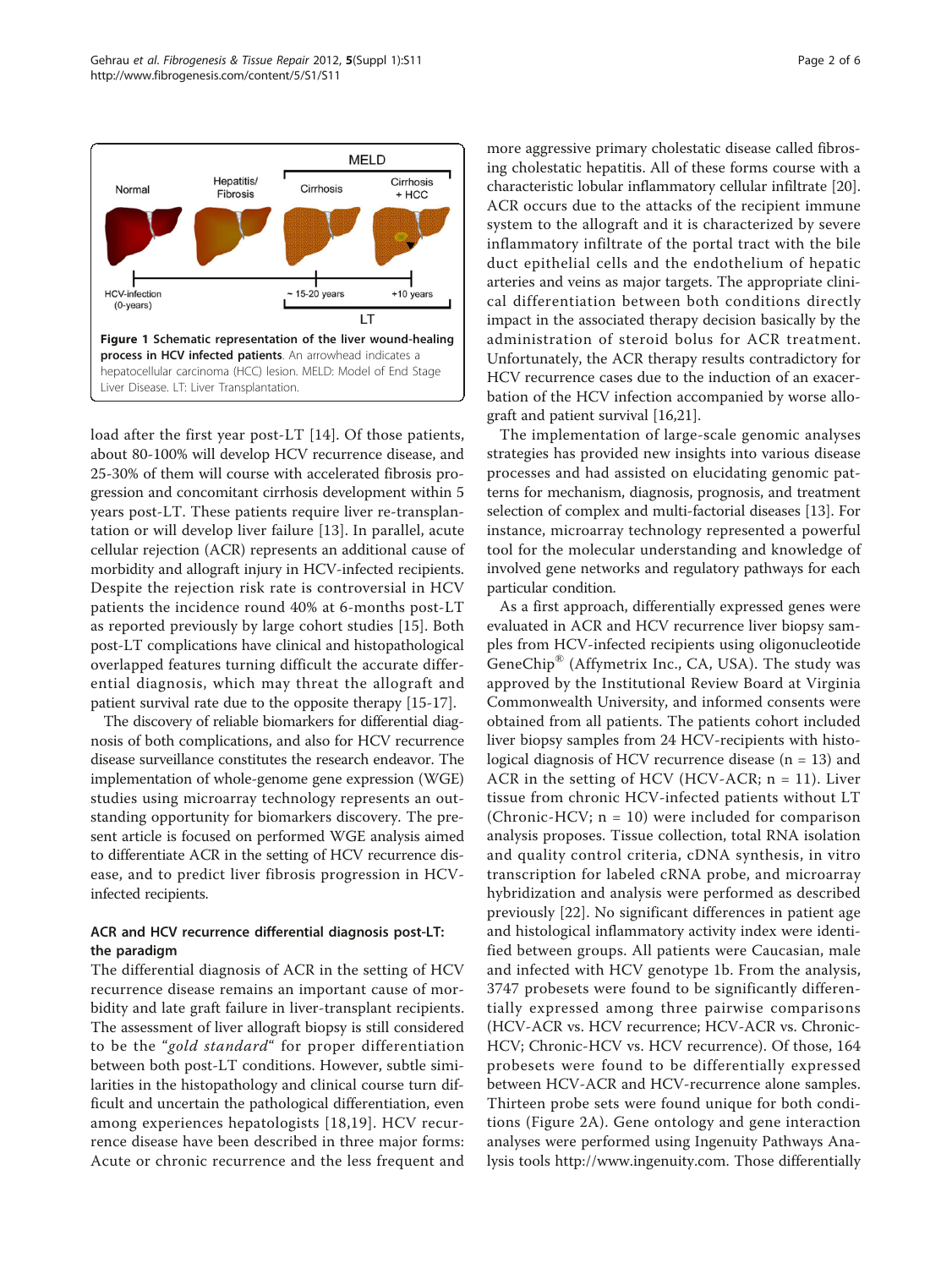**Figure 1 Schematic representation of the liver wound-healing process in HCV infected patients**. An arrowhead indicates a hepatocellular carcinoma (HCC) lesion. MELD: Model of End Stage Liver Disease. LT: Liver Transplantation.

load after the first year post-LT [14]. Of those patients, about 80-100% will develop HCV recurrence disease, and 25-30% of them will course with accelerated fibrosis progression and concomitant cirrhosis development within 5 years post-LT. These patients require liver re-transplantation or will develop liver failure [13]. In parallel, acute cellular rejection (ACR) represents an additional cause of morbidity and allograft injury in HCV-infected recipients. Despite the rejection risk rate is controversial in HCV patients the incidence round 40% at 6-months post-LT as reported previously by large cohort studies [15]. Both post-LT complications have clinical and histopathological overlapped features turning difficult the accurate differential diagnosis, which may threat the allograft and patient survival rate due to the opposite therapy [15-17].

The discovery of reliable biomarkers for differential diagnosis of both complications, and also for HCV recurrence disease surveillance constitutes the research endeavor. The implementation of whole-genome gene expression (WGE) studies using microarray technology represents an outstanding opportunity for biomarkers discovery. The present article is focused on performed WGE analysis aimed to differentiate ACR in the setting of HCV recurrence disease, and to predict liver fibrosis progression in HCV-infected recipients.

### ACR and HCV recurrence differential diagnosis post-LT: the paradigm

The differential diagnosis of ACR in the setting of HCV recurrence disease remains an important cause of morbidity and late graft failure in liver-transplant recipients. The assessment of liver allograft biopsy is still considered to be the "*gold standard*" for proper differentiation between both post-LT conditions. However, subtle similarities in the histopathology and clinical course turn difficult and uncertain the pathological differentiation, even among experiences hepatologists [18,19]. HCV recurrence disease have been described in three major forms: Acute or chronic recurrence and the less frequent and more aggressive primary cholestatic disease called fibrosing cholestatic hepatitis. All of these forms course with a characteristic lobular inflammatory cellular infiltrate [20]. ACR occurs due to the attacks of the recipient immune system to the allograft and it is characterized by severe inflammatory infiltrate of the portal tract with the bile duct epithelial cells and the endothelium of hepatic arteries and veins as major targets. The appropriate clinical differentiation between both conditions directly impact in the associated therapy decision basically by the administration of steroid bolus for ACR treatment. Unfortunately, the ACR therapy results contradictory for HCV recurrence cases due to the induction of an exacerbation of the HCV infection accompanied by worse allograft and patient survival [16,21].

The implementation of large-scale genomic analyses strategies has provided new insights into various disease processes and had assisted on elucidating genomic patterns for mechanism, diagnosis, prognosis, and treatment selection of complex and multi-factorial diseases [13]. For instance, microarray technology represented a powerful tool for the molecular understanding and knowledge of involved gene networks and regulatory pathways for each particular condition.

As a first approach, differentially expressed genes were evaluated in ACR and HCV recurrence liver biopsy samples from HCV-infected recipients using oligonucleotide GeneChip® (Affymetrix Inc., CA, USA). The study was approved by the Institutional Review Board at Virginia Commonwealth University, and informed consents were obtained from all patients. The patients cohort included liver biopsy samples from 24 HCV-recipients with histological diagnosis of HCV recurrence disease (n = 13) and ACR in the setting of HCV (HCV-ACR; n = 11). Liver tissue from chronic HCV-infected patients without LT (Chronic-HCV; n = 10) were included for comparison analysis proposes. Tissue collection, total RNA isolation and quality control criteria, cDNA synthesis, in vitro transcription for labeled cRNA probe, and microarray hybridization and analysis were performed as described previously [22]. No significant differences in patient age and histological inflammatory activity index were identified between groups. All patients were Caucasian, male and infected with HCV genotype 1b. From the analysis, 3747 probesets were found to be significantly differentially expressed among three pairwise comparisons (HCV-ACR vs. HCV recurrence; HCV-ACR vs. Chronic-HCV; Chronic-HCV vs. HCV recurrence). Of those, 164 probesets were found to be differentially expressed between HCV-ACR and HCV-recurrence alone samples. Thirteen probe sets were found unique for both conditions (Figure 2A). Gene ontology and gene interaction analyses were performed using Ingenuity Pathways Analysis tools http://www.ingenuity.com. Those differentially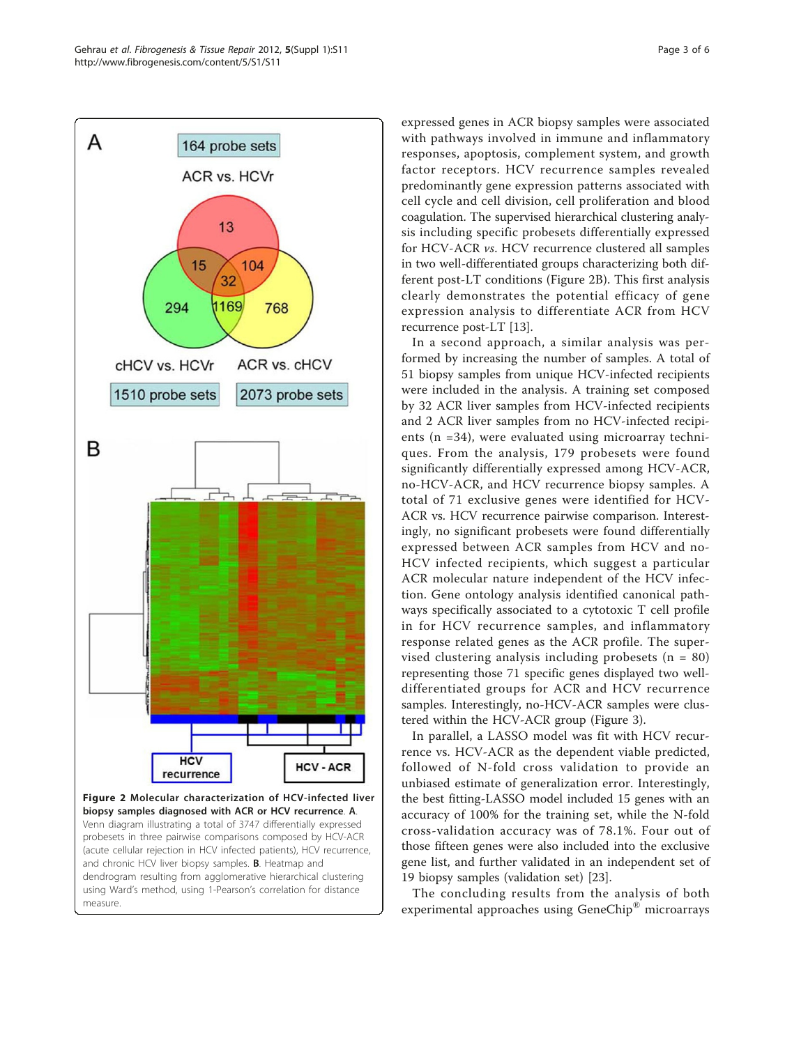**Figure 2 Molecular characterization of HCV-infected liver biopsy samples diagnosed with ACR or HCV recurrence. A.** Venn diagram illustrating a total of 3747 differentially expressed probesets in three pairwise comparisons composed by HCV-ACR (acute cellular rejection in HCV infected patients), HCV recurrence, and chronic HCV liver biopsy samples. **B.** Heatmap and dendrogram resulting from agglomerative hierarchical clustering using Ward's method, using 1-Pearson's correlation for distance measure.

expressed genes in ACR biopsy samples were associated with pathways involved in immune and inflammatory responses, apoptosis, complement system, and growth factor receptors. HCV recurrence samples revealed predominantly gene expression patterns associated with cell cycle and cell division, cell proliferation and blood coagulation. The supervised hierarchical clustering analysis including specific probesets differentially expressed for HCV-ACR *vs.* HCV recurrence clustered all samples in two well-differentiated groups characterizing both different post-LT conditions (Figure 2B). This first analysis clearly demonstrates the potential efficacy of gene expression analysis to differentiate ACR from HCV recurrence post-LT [13].

In a second approach, a similar analysis was performed by increasing the number of samples. A total of 51 biopsy samples from unique HCV-infected recipients were included in the analysis. A training set composed by 32 ACR liver samples from HCV-infected recipients and 2 ACR liver samples from no HCV-infected recipients (n =34), were evaluated using microarray techniques. From the analysis, 179 probesets were found significantly differentially expressed among HCV-ACR, no-HCV-ACR, and HCV recurrence biopsy samples. A total of 71 exclusive genes were identified for HCV-ACR vs. HCV recurrence pairwise comparison. Interestingly, no significant probesets were found differentially expressed between ACR samples from HCV and no-HCV infected recipients, which suggest a particular ACR molecular nature independent of the HCV infection. Gene ontology analysis identified canonical pathways specifically associated to a cytotoxic T cell profile in for HCV recurrence samples, and inflammatory response related genes as the ACR profile. The supervised clustering analysis including probesets (n = 80) representing those 71 specific genes displayed two well-differentiated groups for ACR and HCV recurrence samples. Interestingly, no-HCV-ACR samples were clustered within the HCV-ACR group (Figure 3).

In parallel, a LASSO model was fit with HCV recurrence vs. HCV-ACR as the dependent viable predicted, followed of N-fold cross validation to provide an unbiased estimate of generalization error. Interestingly, the best fitting-LASSO model included 15 genes with an accuracy of 100% for the training set, while the N-fold cross-validation accuracy was of 78.1%. Four out of those fifteen genes were also included into the exclusive gene list, and further validated in an independent set of 19 biopsy samples (validation set) [23].

The concluding results from the analysis of both experimental approaches using GeneChip® microarrays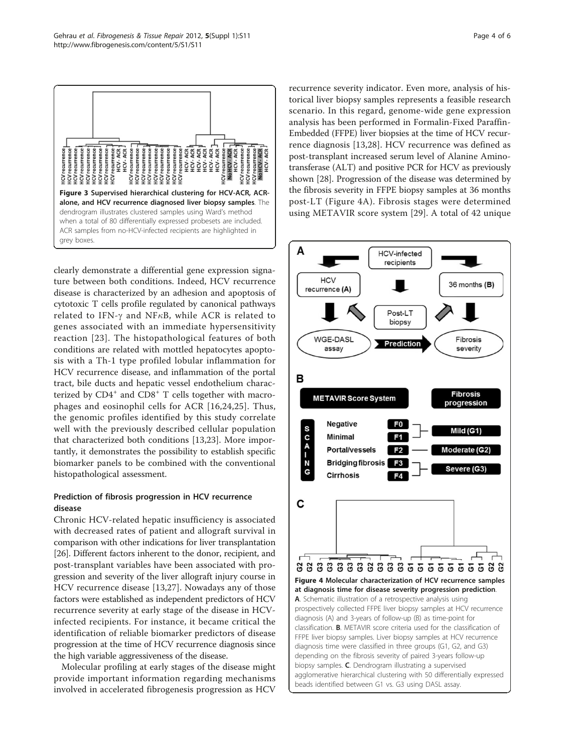**Figure 3 Supervised hierarchical clustering for HCV-ACR, ACR-alone, and HCV recurrence diagnosed liver biopsy samples**. The dendrogram illustrates clustered samples using Ward's method when a total of 80 differentially expressed probesets are included. ACR samples from no-HCV-infected recipients are highlighted in grey boxes.

clearly demonstrate a differential gene expression signature between both conditions. Indeed, HCV recurrence disease is characterized by an adhesion and apoptosis of cytotoxic T cells profile regulated by canonical pathways related to IFN-γ and NFκB, while ACR is related to genes associated with an immediate hypersensitivity reaction [23]. The histopathological features of both conditions are related with mottled hepatocytes apoptosis with a Th-1 type profiled lobular inflammation for HCV recurrence disease, and inflammation of the portal tract, bile ducts and hepatic vessel endothelium characterized by $CD4^+$ and $CD8^+$ T cells together with macrophages and eosinophil cells for ACR [16,24,25]. Thus, the genomic profiles identified by this study correlate well with the previously described cellular population that characterized both conditions [13,23]. More importantly, it demonstrates the possibility to establish specific biomarker panels to be combined with the conventional histopathological assessment.

## Prediction of fibrosis progression in HCV recurrence disease

Chronic HCV-related hepatic insufficiency is associated with decreased rates of patient and allograft survival in comparison with other indications for liver transplantation [26]. Different factors inherent to the donor, recipient, and post-transplant variables have been associated with progression and severity of the liver allograft injury course in HCV recurrence disease [13,27]. Nowadays any of those factors were established as independent predictors of HCV recurrence severity at early stage of the disease in HCV-infected recipients. For instance, it became critical the identification of reliable biomarker predictors of disease progression at the time of HCV recurrence diagnosis since the high variable aggressiveness of the disease.

Molecular profiling at early stages of the disease might provide important information regarding mechanisms involved in accelerated fibrogenesis progression as HCV recurrence severity indicator. Even more, analysis of historical liver biopsy samples represents a feasible research scenario. In this regard, genome-wide gene expression analysis has been performed in Formalin-Fixed Paraffin-Embedded (FFPE) liver biopsies at the time of HCV recurrence diagnosis [13,28]. HCV recurrence was defined as post-transplant increased serum level of Alanine Aminotransferase (ALT) and positive PCR for HCV as previously shown [28]. Progression of the disease was determined by the fibrosis severity in FFPE biopsy samples at 36 months post-LT (Figure 4A). Fibrosis stages were determined using METAVIR score system [29]. A total of 42 unique

**Figure 4 Molecular characterization of HCV recurrence samples at diagnosis time for disease severity progression prediction**. **A**. Schematic illustration of a retrospective analysis using prospectively collected FFPE liver biopsy samples at HCV recurrence diagnosis (A) and 3-years of follow-up (B) as time-point for classification. **B**. METAVIR score criteria used for the classification of FFPE liver biopsy samples. Liver biopsy samples at HCV recurrence diagnosis time were classified in three groups (G1, G2, and G3) depending on the fibrosis severity of paired 3-years follow-up biopsy samples. **C**. Dendrogram illustrating a supervised agglomerative hierarchical clustering with 50 differentially expressed beads identified between G1 vs. G3 using DASL assay.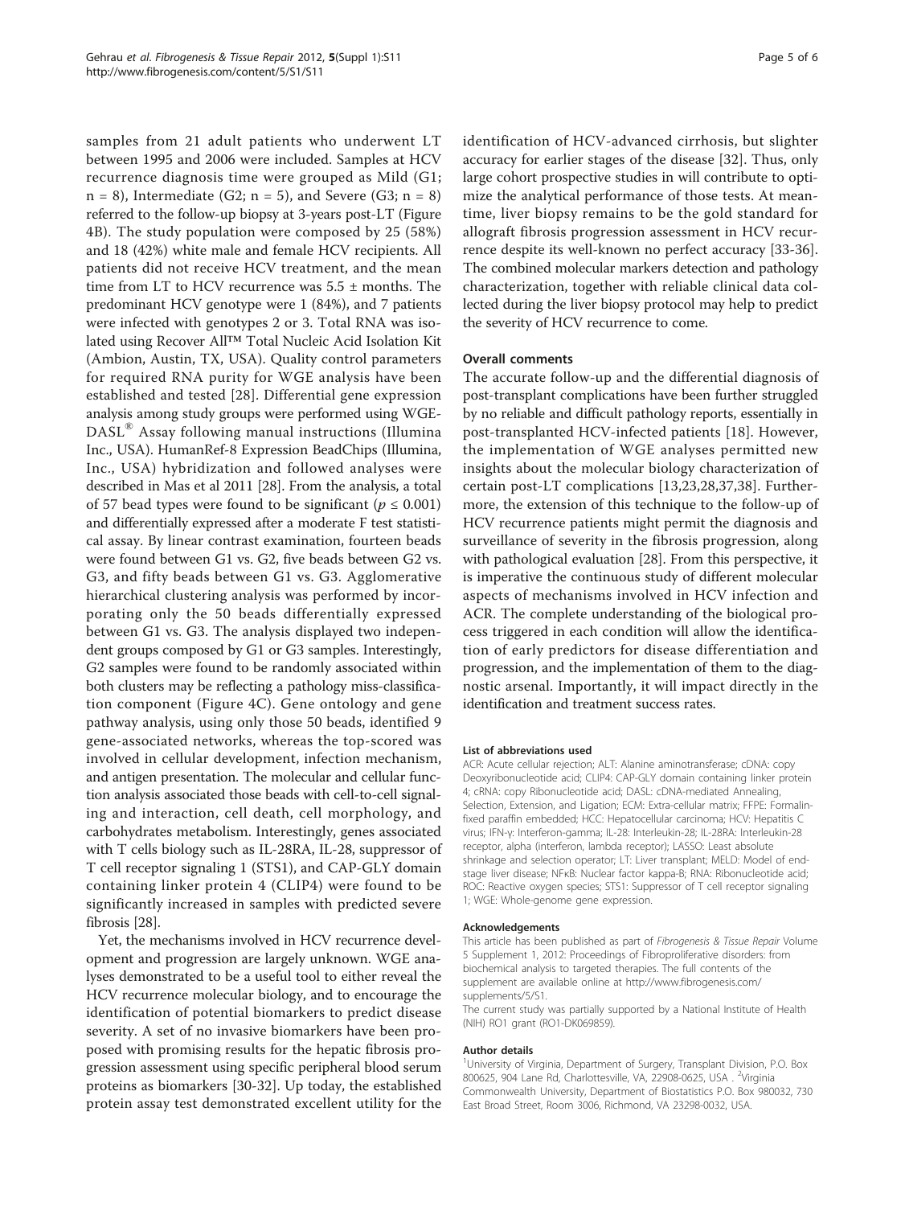samples from 21 adult patients who underwent LT between 1995 and 2006 were included. Samples at HCV recurrence diagnosis time were grouped as Mild (G1; n = 8), Intermediate (G2; n = 5), and Severe (G3; n = 8) referred to the follow-up biopsy at 3-years post-LT (Figure 4B). The study population were composed by 25 (58%) and 18 (42%) white male and female HCV recipients. All patients did not receive HCV treatment, and the mean time from LT to HCV recurrence was 5.5 ± months. The predominant HCV genotype were 1 (84%), and 7 patients were infected with genotypes 2 or 3. Total RNA was isolated using Recover All™ Total Nucleic Acid Isolation Kit (Ambion, Austin, TX, USA). Quality control parameters for required RNA purity for WGE analysis have been established and tested [28]. Differential gene expression analysis among study groups were performed using WGE-DASL® Assay following manual instructions (Illumina Inc., USA). HumanRef-8 Expression BeadChips (Illumina, Inc., USA) hybridization and followed analyses were described in Mas et al 2011 [28]. From the analysis, a total of 57 bead types were found to be significant ($p \leq 0.001$) and differentially expressed after a moderate F test statistical assay. By linear contrast examination, fourteen beads were found between G1 vs. G2, five beads between G2 vs. G3, and fifty beads between G1 vs. G3. Agglomerative hierarchical clustering analysis was performed by incorporating only the 50 beads differentially expressed between G1 vs. G3. The analysis displayed two independent groups composed by G1 or G3 samples. Interestingly, G2 samples were found to be randomly associated within both clusters may be reflecting a pathology miss-classification component (Figure 4C). Gene ontology and gene pathway analysis, using only those 50 beads, identified 9 gene-associated networks, whereas the top-scored was involved in cellular development, infection mechanism, and antigen presentation. The molecular and cellular function analysis associated those beads with cell-to-cell signaling and interaction, cell death, cell morphology, and carbohydrates metabolism. Interestingly, genes associated with T cells biology such as IL-28RA, IL-28, suppressor of T cell receptor signaling 1 (STS1), and CAP-GLY domain containing linker protein 4 (CLIP4) were found to be significantly increased in samples with predicted severe fibrosis [28].

Yet, the mechanisms involved in HCV recurrence development and progression are largely unknown. WGE analyses demonstrated to be a useful tool to either reveal the HCV recurrence molecular biology, and to encourage the identification of potential biomarkers to predict disease severity. A set of no invasive biomarkers have been proposed with promising results for the hepatic fibrosis progression assessment using specific peripheral blood serum proteins as biomarkers [30-32]. Up today, the established protein assay test demonstrated excellent utility for the identification of HCV-advanced cirrhosis, but slighter accuracy for earlier stages of the disease [32]. Thus, only large cohort prospective studies in will contribute to optimize the analytical performance of those tests. At meantime, liver biopsy remains to be the gold standard for allograft fibrosis progression assessment in HCV recurrence despite its well-known no perfect accuracy [33-36]. The combined molecular markers detection and pathology characterization, together with reliable clinical data collected during the liver biopsy protocol may help to predict the severity of HCV recurrence to come.

## Overall comments

The accurate follow-up and the differential diagnosis of post-transplant complications have been further struggled by no reliable and difficult pathology reports, essentially in post-transplanted HCV-infected patients [18]. However, the implementation of WGE analyses permitted new insights about the molecular biology characterization of certain post-LT complications [13,23,28,37,38]. Furthermore, the extension of this technique to the follow-up of HCV recurrence patients might permit the diagnosis and surveillance of severity in the fibrosis progression, along with pathological evaluation [28]. From this perspective, it is imperative the continuous study of different molecular aspects of mechanisms involved in HCV infection and ACR. The complete understanding of the biological process triggered in each condition will allow the identification of early predictors for disease differentiation and progression, and the implementation of them to the diagnostic arsenal. Importantly, it will impact directly in the identification and treatment success rates.

### List of abbreviations used

ACR: Acute cellular rejection; ALT: Alanine aminotransferase; cDNA: copy Deoxyribonucleotide acid; CLIP4: CAP-GLY domain containing linker protein 4; cRNA: copy Ribonucleotide acid; DASL: cDNA-mediated Annealing, Selection, Extension, and Ligation; ECM: Extra-cellular matrix; FFPE: Formalin-fixed paraffin embedded; HCC: Hepatocellular carcinoma; HCV: Hepatitis C virus; IFN-γ: Interferon-gamma; IL-28: Interleukin-28; IL-28RA: Interleukin-28 receptor, alpha (interferon, lambda receptor); LASSO: Least absolute shrinkage and selection operator; LT: Liver transplant; MELD: Model of end-stage liver disease; NFκB: Nuclear factor kappa-B; RNA: Ribonucleotide acid; ROC: Reactive oxygen species; STS1: Suppressor of T cell receptor signaling 1; WGE: Whole-genome gene expression.

### Acknowledgements

This article has been published as part of *Fibrogenesis & Tissue Repair* Volume 5 Supplement 1, 2012: Proceedings of Fibroproliferative disorders: from biochemical analysis to targeted therapies. The full contents of the supplement are available online at http://www.fibrogenesis.com/supplements/5/S1.

The current study was partially supported by a National Institute of Health (NIH) RO1 grant (RO1-DK069859).

### Author details

[1]University of Virginia, Department of Surgery, Transplant Division, P.O. Box 800625, 904 Lane Rd, Charlottesville, VA, 22908-0625, USA . [2]Virginia Commonwealth University, Department of Biostatistics P.O. Box 980032, 730 East Broad Street, Room 3006, Richmond, VA 23298-0032, USA.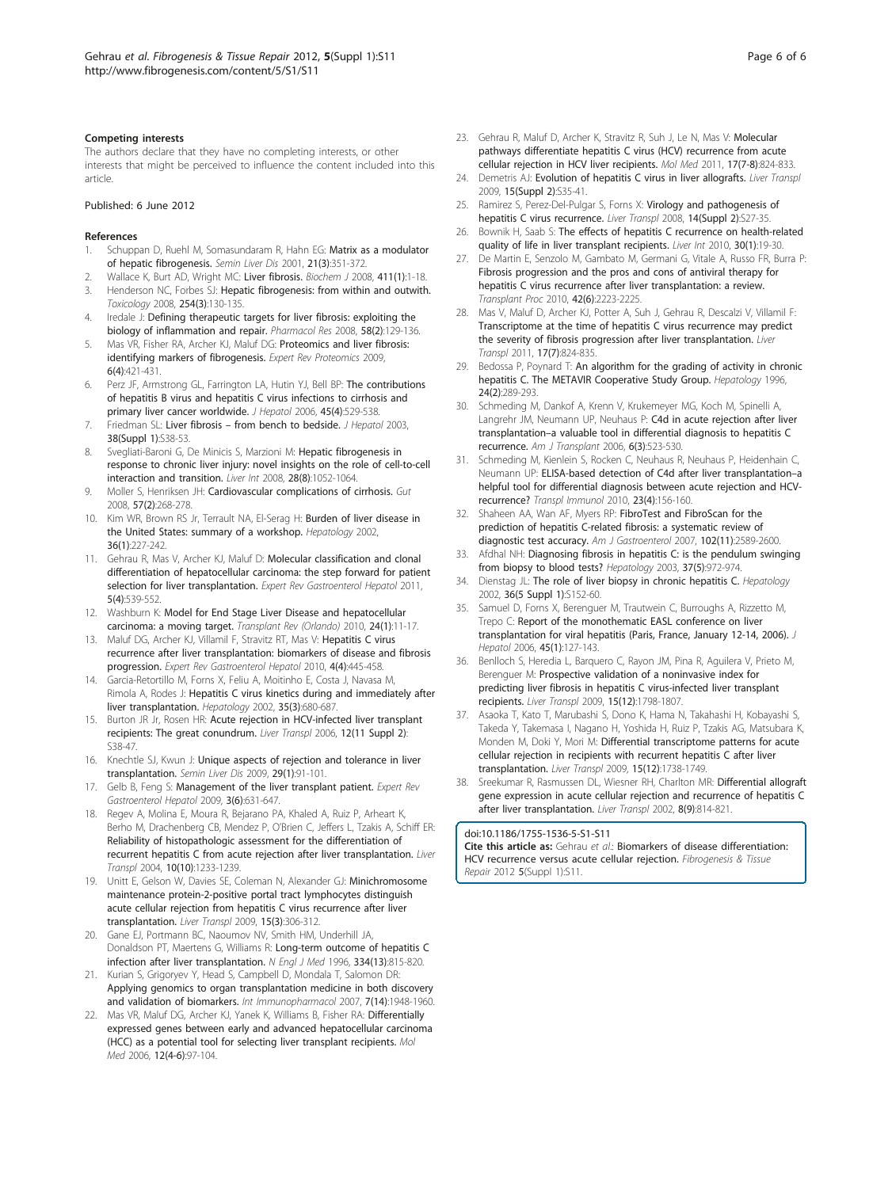#### Competing interests

The authors declare that they have no completing interests, or other interests that might be perceived to influence the content included into this article.

Published: 6 June 2012

#### References

1. Schuppan D, Ruehl M, Somasundaram R, Hahn EG: Matrix as a modulator of hepatic fibrogenesis. *Semin Liver Dis* 2001, 21(3):351-372.
2. Wallace K, Burt AD, Wright MC: Liver fibrosis. *Biochem J* 2008, 411(1):1-18.
3. Henderson NC, Forbes SJ: Hepatic fibrogenesis: from within and outwith. *Toxicology* 2008, 254(3):130-135.
4. Iredale J: Defining therapeutic targets for liver fibrosis: exploiting the biology of inflammation and repair. *Pharmacol Res* 2008, 58(2):129-136.
5. Mas VR, Fisher RA, Archer KJ, Maluf DG: Proteomics and liver fibrosis: identifying markers of fibrogenesis. *Expert Rev Proteomics* 2009, 6(4):421-431.
6. Perz JF, Armstrong GL, Farrington LA, Hutin YJ, Bell BP: The contributions of hepatitis B virus and hepatitis C virus infections to cirrhosis and primary liver cancer worldwide. *J Hepatol* 2006, 45(4):529-538.
7. Friedman SL: Liver fibrosis – from bench to bedside. *J Hepatol* 2003, 38(Suppl 1):S38-53.
8. Svegliati-Baroni G, De Minicis S, Marzioni M: Hepatic fibrogenesis in response to chronic liver injury: novel insights on the role of cell-to-cell interaction and transition. *Liver Int* 2008, 28(8):1052-1064.
9. Moller S, Henriksen JH: Cardiovascular complications of cirrhosis. *Gut* 2008, 57(2):268-278.
10. Kim WR, Brown RS Jr, Terrault NA, El-Serag H: Burden of liver disease in the United States: summary of a workshop. *Hepatology* 2002, 36(1):227-242.
11. Gehrau R, Mas V, Archer KJ, Maluf D: Molecular classification and clonal differentiation of hepatocellular carcinoma: the step forward for patient selection for liver transplantation. *Expert Rev Gastroenterol Hepatol* 2011, 5(4):539-552.
12. Washburn K: Model for End Stage Liver Disease and hepatocellular carcinoma: a moving target. *Transplant Rev (Orlando)* 2010, 24(1):11-17.
13. Maluf DG, Archer KJ, Villamil F, Stravitz RT, Mas V: Hepatitis C virus recurrence after liver transplantation: biomarkers of disease and fibrosis progression. *Expert Rev Gastroenterol Hepatol* 2010, 4(4):445-458.
14. Garcia-Retortillo M, Forns X, Feliu A, Moitinho E, Costa J, Navasa M, Rimola A, Rodes J: Hepatitis C virus kinetics during and immediately after liver transplantation. *Hepatology* 2002, 35(3):680-687.
15. Burton JR Jr, Rosen HR: Acute rejection in HCV-infected liver transplant recipients: The great conundrum. *Liver Transpl* 2006, 12(11 Suppl 2): S38-47.
16. Knechtle SJ, Kwun J: Unique aspects of rejection and tolerance in liver transplantation. *Semin Liver Dis* 2009, 29(1):91-101.
17. Gelb B, Feng S: Management of the liver transplant patient. *Expert Rev Gastroenterol Hepatol* 2009, 3(6):631-647.
18. Regev A, Molina E, Moura R, Bejarano PA, Khaled A, Ruiz P, Arheart K, Berho M, Drachenberg CB, Mendez P, O'Brien C, Jeffers L, Tzakis A, Schiff ER: Reliability of histopathologic assessment for the differentiation of recurrent hepatitis C from acute rejection after liver transplantation. *Liver Transpl* 2004, 10(10):1233-1239.
19. Unitt E, Gelson W, Davies SE, Coleman N, Alexander GJ: Minichromosome maintenance protein-2-positive portal tract lymphocytes distinguish acute cellular rejection from hepatitis C virus recurrence after liver transplantation. *Liver Transpl* 2009, 15(3):306-312.
20. Gane EJ, Portmann BC, Naoumov NV, Smith HM, Underhill JA, Donaldson PT, Maertens G, Williams R: Long-term outcome of hepatitis C infection after liver transplantation. *N Engl J Med* 1996, 334(13):815-820.
21. Kurian S, Grigoryev Y, Head S, Campbell D, Mondala T, Salomon DR: Applying genomics to organ transplantation medicine in both discovery and validation of biomarkers. *Int Immunopharmacol* 2007, 7(14):1948-1960.
22. Mas VR, Maluf DG, Archer KJ, Yanek K, Williams B, Fisher RA: Differentially expressed genes between early and advanced hepatocellular carcinoma (HCC) as a potential tool for selecting liver transplant recipients. *Mol Med* 2006, 12(4-6):97-104.
23. Gehrau R, Maluf D, Archer K, Stravitz R, Suh J, Le N, Mas V: Molecular pathways differentiate hepatitis C virus (HCV) recurrence from acute cellular rejection in HCV liver recipients. *Mol Med* 2011, 17(7-8):824-833.
24. Demetris AJ: Evolution of hepatitis C virus in liver allografts. *Liver Transpl* 2009, 15(Suppl 2):S35-41.
25. Ramirez S, Perez-Del-Pulgar S, Forns X: Virology and pathogenesis of hepatitis C virus recurrence. *Liver Transpl* 2008, 14(Suppl 2):S27-35.
26. Bownik H, Saab S: The effects of hepatitis C recurrence on health-related quality of life in liver transplant recipients. *Liver Int* 2010, 30(1):19-30.
27. De Martin E, Senzolo M, Gambato M, Germani G, Vitale A, Russo FR, Burra P: Fibrosis progression and the pros and cons of antiviral therapy for hepatitis C virus recurrence after liver transplantation: a review. *Transplant Proc* 2010, 42(6):2223-2225.
28. Mas V, Maluf D, Archer KJ, Potter A, Suh J, Gehrau R, Descalzi V, Villamil F: Transcriptome at the time of hepatitis C virus recurrence may predict the severity of fibrosis progression after liver transplantation. *Liver Transpl* 2011, 17(7):824-835.
29. Bedossa P, Poynard T: An algorithm for the grading of activity in chronic hepatitis C. The METAVIR Cooperative Study Group. *Hepatology* 1996, 24(2):289-293.
30. Schmeding M, Dankof A, Krenn V, Krukemeyer MG, Koch M, Spinelli A, Langrehr JM, Neumann UP, Neuhaus P: C4d in acute rejection after liver transplantation–a valuable tool in differential diagnosis to hepatitis C recurrence. *Am J Transplant* 2006, 6(3):523-530.
31. Schmeding M, Kienlein S, Rocken C, Neuhaus R, Neuhaus P, Heidenhain C, Neumann UP: ELISA-based detection of C4d after liver transplantation–a helpful tool for differential diagnosis between acute rejection and HCV-recurrence? *Transpl Immunol* 2010, 23(4):156-160.
32. Shaheen AA, Wan AF, Myers RP: FibroTest and FibroScan for the prediction of hepatitis C-related fibrosis: a systematic review of diagnostic test accuracy. *Am J Gastroenterol* 2007, 102(11):2589-2600.
33. Afdhal NH: Diagnosing fibrosis in hepatitis C: is the pendulum swinging from biopsy to blood tests? *Hepatology* 2003, 37(5):972-974.
34. Dienstag JL: The role of liver biopsy in chronic hepatitis C. *Hepatology* 2002, 36(5 Suppl 1):S152-60.
35. Samuel D, Forns X, Berenguer M, Trautwein C, Burroughs A, Rizzetto M, Trepo C: Report of the monothematic EASL conference on liver transplantation for viral hepatitis (Paris, France, January 12-14, 2006). *J Hepatol* 2006, 45(1):127-143.
36. Benlloch S, Heredia L, Barquero C, Rayon JM, Pina R, Aguilera V, Prieto M, Berenguer M: Prospective validation of a noninvasive index for predicting liver fibrosis in hepatitis C virus-infected liver transplant recipients. *Liver Transpl* 2009, 15(12):1798-1807.
37. Asaoka T, Kato T, Marubashi S, Dono K, Hama N, Takahashi H, Kobayashi S, Takeda Y, Takemasa I, Nagano H, Yoshida H, Ruiz P, Tzakis AG, Matsubara K, Monden M, Doki Y, Mori M: Differential transcriptome patterns for acute cellular rejection in recipients with recurrent hepatitis C after liver transplantation. *Liver Transpl* 2009, 15(12):1738-1749.
38. Sreekumar R, Rasmussen DL, Wiesner RH, Charlton MR: Differential allograft gene expression in acute cellular rejection and recurrence of hepatitis C after liver transplantation. *Liver Transpl* 2002, 8(9):814-821.

doi:10.1186/1755-1536-5-S1-S11

**Cite this article as:** Gehrau *et al.*: Biomarkers of disease differentiation: HCV recurrence versus acute cellular rejection. *Fibrogenesis & Tissue Repair* 2012 5(Suppl 1):S11.